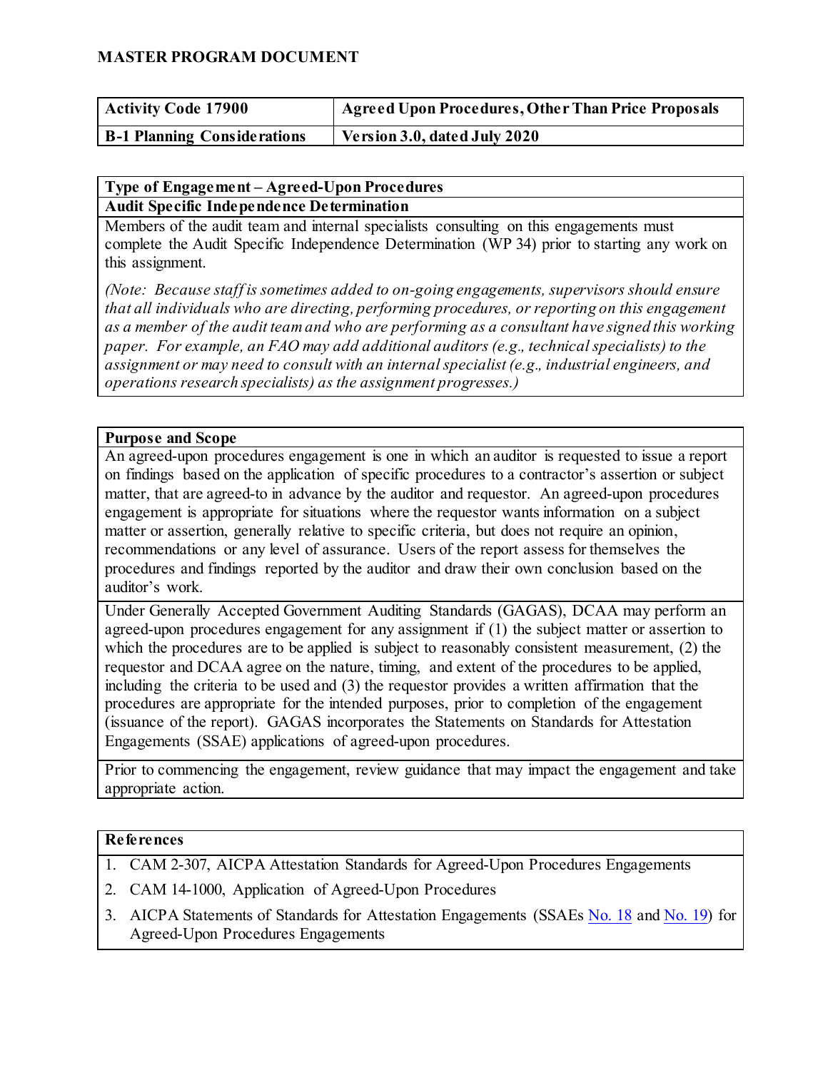# MASTER PROGRAM DOCUMENT

| Activity Code 17900 | Agreed Upon Procedures, Other Than Price Proposals |
|---|---|
| B-1 Planning Considerations | Version 3.0, dated July 2020 |

## Type of Engagement – Agreed-Upon Procedures

### Audit Specific Independence Determination

Members of the audit team and internal specialists consulting on this engagements must complete the Audit Specific Independence Determination (WP 34) prior to starting any work on this assignment.

*(Note: Because staff is sometimes added to on-going engagements, supervisors should ensure that all individuals who are directing, performing procedures, or reporting on this engagement as a member of the audit team and who are performing as a consultant have signed this working paper. For example, an FAO may add additional auditors (e.g., technical specialists) to the assignment or may need to consult with an internal specialist (e.g., industrial engineers, and operations research specialists) as the assignment progresses.)*

## Purpose and Scope

An agreed-upon procedures engagement is one in which an auditor is requested to issue a report on findings based on the application of specific procedures to a contractor's assertion or subject matter, that are agreed-to in advance by the auditor and requestor. An agreed-upon procedures engagement is appropriate for situations where the requestor wants information on a subject matter or assertion, generally relative to specific criteria, but does not require an opinion, recommendations or any level of assurance. Users of the report assess for themselves the procedures and findings reported by the auditor and draw their own conclusion based on the auditor's work.

Under Generally Accepted Government Auditing Standards (GAGAS), DCAA may perform an agreed-upon procedures engagement for any assignment if (1) the subject matter or assertion to which the procedures are to be applied is subject to reasonably consistent measurement, (2) the requestor and DCAA agree on the nature, timing, and extent of the procedures to be applied, including the criteria to be used and (3) the requestor provides a written affirmation that the procedures are appropriate for the intended purposes, prior to completion of the engagement (issuance of the report). GAGAS incorporates the Statements on Standards for Attestation Engagements (SSAE) applications of agreed-upon procedures.

Prior to commencing the engagement, review guidance that may impact the engagement and take appropriate action.

## References

1. CAM 2-307, AICPA Attestation Standards for Agreed-Upon Procedures Engagements
2. CAM 14-1000, Application of Agreed-Upon Procedures
3. AICPA Statements of Standards for Attestation Engagements (SSAEs No. 18 and No. 19) for Agreed-Upon Procedures Engagements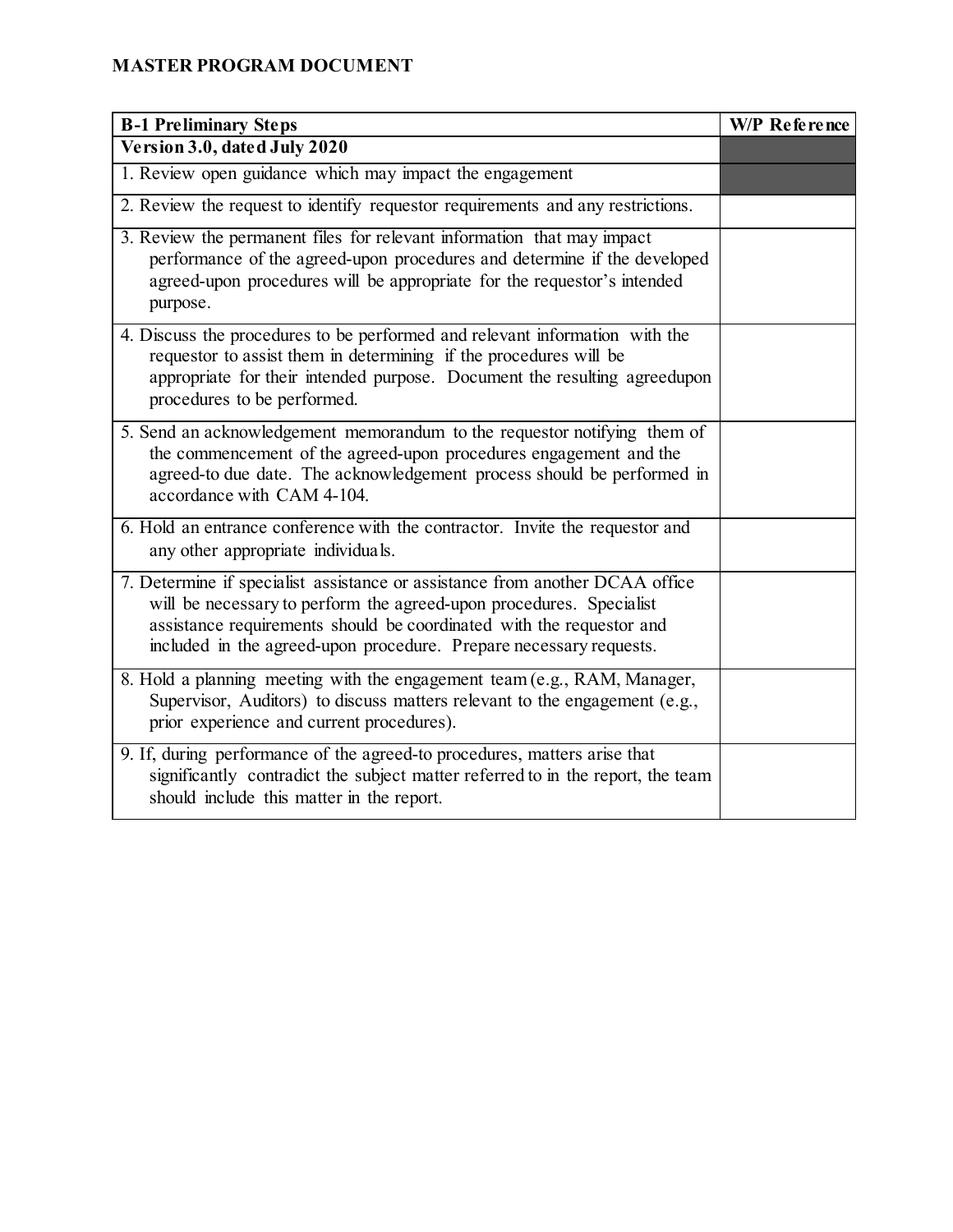## MASTER PROGRAM DOCUMENT

| B-1 Preliminary Steps | W/P Reference |
|---|---|
| **Version 3.0, dated July 2020** | |
| 1. Review open guidance which may impact the engagement | |
| 2. Review the request to identify requestor requirements and any restrictions. | |
| 3. Review the permanent files for relevant information that may impact performance of the agreed-upon procedures and determine if the developed agreed-upon procedures will be appropriate for the requestor's intended purpose. | |
| 4. Discuss the procedures to be performed and relevant information with the requestor to assist them in determining if the procedures will be appropriate for their intended purpose. Document the resulting agreedupon procedures to be performed. | |
| 5. Send an acknowledgement memorandum to the requestor notifying them of the commencement of the agreed-upon procedures engagement and the agreed-to due date. The acknowledgement process should be performed in accordance with CAM 4-104. | |
| 6. Hold an entrance conference with the contractor. Invite the requestor and any other appropriate individuals. | |
| 7. Determine if specialist assistance or assistance from another DCAA office will be necessary to perform the agreed-upon procedures. Specialist assistance requirements should be coordinated with the requestor and included in the agreed-upon procedure. Prepare necessary requests. | |
| 8. Hold a planning meeting with the engagement team (e.g., RAM, Manager, Supervisor, Auditors) to discuss matters relevant to the engagement (e.g., prior experience and current procedures). | |
| 9. If, during performance of the agreed-to procedures, matters arise that significantly contradict the subject matter referred to in the report, the team should include this matter in the report. | |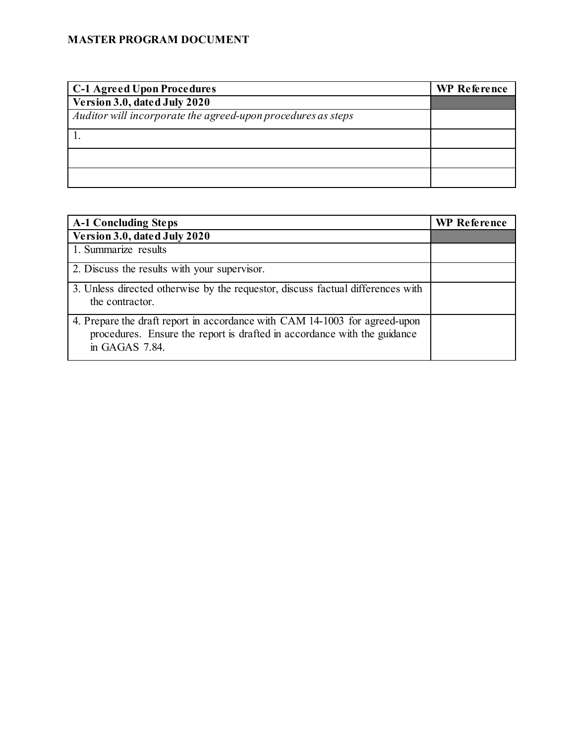**MASTER PROGRAM DOCUMENT**

| C-1 Agreed Upon Procedures | WP Reference |
|---|---|
| **Version 3.0, dated July 2020** | |
| *Auditor will incorporate the agreed-upon procedures as steps* | |
| 1. | |
| | |
| | |

| A-1 Concluding Steps | WP Reference |
|---|---|
| **Version 3.0, dated July 2020** | |
| 1. Summarize results | |
| 2. Discuss the results with your supervisor. | |
| 3. Unless directed otherwise by the requestor, discuss factual differences with the contractor. | |
| 4. Prepare the draft report in accordance with CAM 14-1003 for agreed-upon procedures. Ensure the report is drafted in accordance with the guidance in GAGAS 7.84. | |